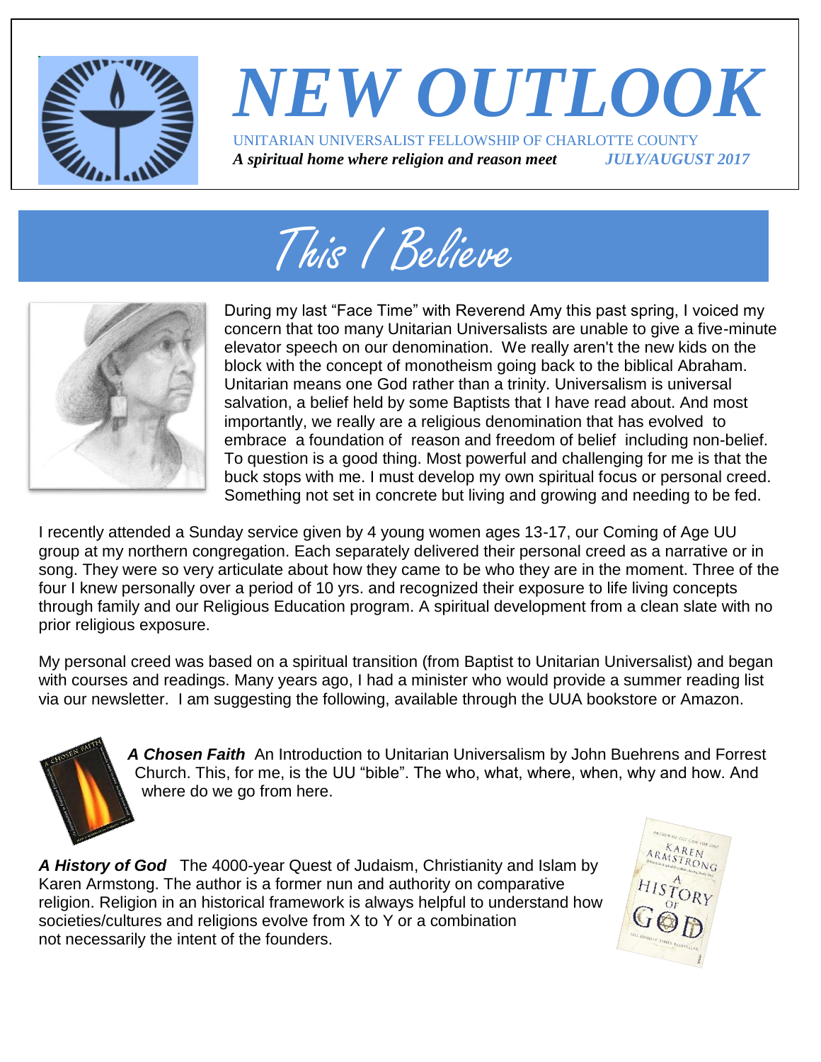# NEW OUTLOOK

UNITARIAN UNIVERSALIST FELLOWSHIP OF CHARLOTTE COUNTY

***A spiritual home where religion and reason meet*** ***JULY/AUGUST 2017***

## This I Believe

During my last "Face Time" with Reverend Amy this past spring, I voiced my concern that too many Unitarian Universalists are unable to give a five-minute elevator speech on our denomination. We really aren't the new kids on the block with the concept of monotheism going back to the biblical Abraham. Unitarian means one God rather than a trinity. Universalism is universal salvation, a belief held by some Baptists that I have read about. And most importantly, we really are a religious denomination that has evolved to embrace a foundation of reason and freedom of belief including non-belief. To question is a good thing. Most powerful and challenging for me is that the buck stops with me. I must develop my own spiritual focus or personal creed. Something not set in concrete but living and growing and needing to be fed.

I recently attended a Sunday service given by 4 young women ages 13-17, our Coming of Age UU group at my northern congregation. Each separately delivered their personal creed as a narrative or in song. They were so very articulate about how they came to be who they are in the moment. Three of the four I knew personally over a period of 10 yrs. and recognized their exposure to life living concepts through family and our Religious Education program. A spiritual development from a clean slate with no prior religious exposure.

My personal creed was based on a spiritual transition (from Baptist to Unitarian Universalist) and began with courses and readings. Many years ago, I had a minister who would provide a summer reading list via our newsletter. I am suggesting the following, available through the UUA bookstore or Amazon.

***A Chosen Faith*** An Introduction to Unitarian Universalism by John Buehrens and Forrest Church. This, for me, is the UU "bible". The who, what, where, when, why and how. And where do we go from here.

***A History of God*** The 4000-year Quest of Judaism, Christianity and Islam by Karen Armstrong. The author is a former nun and authority on comparative religion. Religion in an historical framework is always helpful to understand how societies/cultures and religions evolve from X to Y or a combination not necessarily the intent of the founders.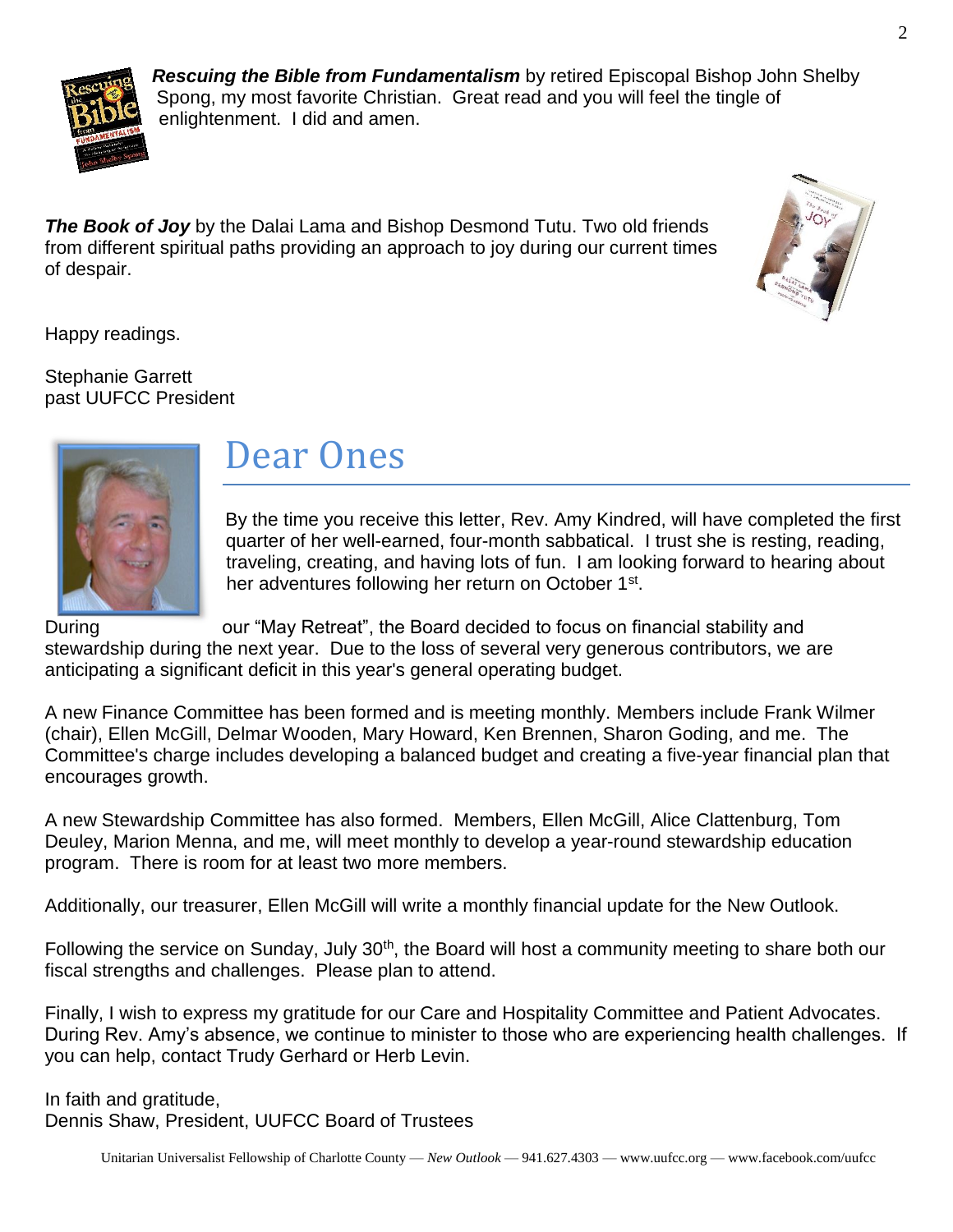***Rescuing the Bible from Fundamentalism*** by retired Episcopal Bishop John Shelby Spong, my most favorite Christian. Great read and you will feel the tingle of enlightenment. I did and amen.

***The Book of Joy*** by the Dalai Lama and Bishop Desmond Tutu. Two old friends from different spiritual paths providing an approach to joy during our current times of despair.

Happy readings.

Stephanie Garrett
past UUFCC President

# Dear Ones

By the time you receive this letter, Rev. Amy Kindred, will have completed the first quarter of her well-earned, four-month sabbatical. I trust she is resting, reading, traveling, creating, and having lots of fun. I am looking forward to hearing about her adventures following her return on October 1st.

During our "May Retreat", the Board decided to focus on financial stability and stewardship during the next year. Due to the loss of several very generous contributors, we are anticipating a significant deficit in this year's general operating budget.

A new Finance Committee has been formed and is meeting monthly. Members include Frank Wilmer (chair), Ellen McGill, Delmar Wooden, Mary Howard, Ken Brennen, Sharon Goding, and me. The Committee's charge includes developing a balanced budget and creating a five-year financial plan that encourages growth.

A new Stewardship Committee has also formed. Members, Ellen McGill, Alice Clattenburg, Tom Deuley, Marion Menna, and me, will meet monthly to develop a year-round stewardship education program. There is room for at least two more members.

Additionally, our treasurer, Ellen McGill will write a monthly financial update for the New Outlook.

Following the service on Sunday, July 30th, the Board will host a community meeting to share both our fiscal strengths and challenges. Please plan to attend.

Finally, I wish to express my gratitude for our Care and Hospitality Committee and Patient Advocates. During Rev. Amy's absence, we continue to minister to those who are experiencing health challenges. If you can help, contact Trudy Gerhard or Herb Levin.

In faith and gratitude,
Dennis Shaw, President, UUFCC Board of Trustees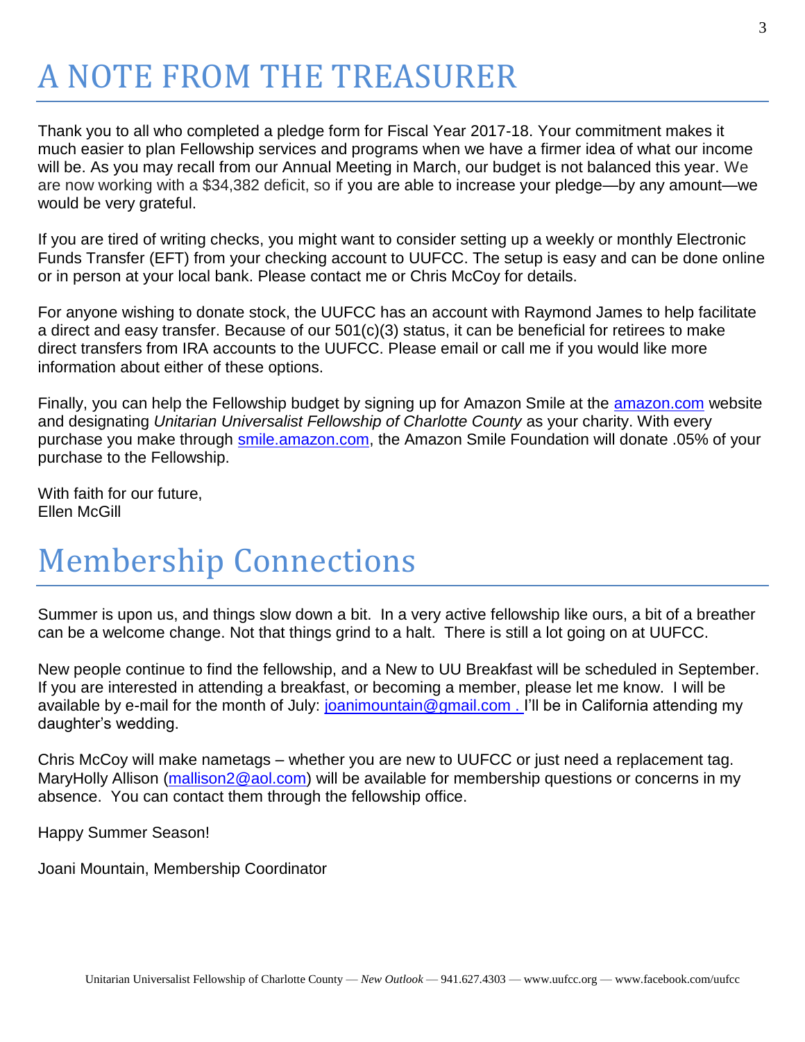# A NOTE FROM THE TREASURER

Thank you to all who completed a pledge form for Fiscal Year 2017-18. Your commitment makes it much easier to plan Fellowship services and programs when we have a firmer idea of what our income will be. As you may recall from our Annual Meeting in March, our budget is not balanced this year. We are now working with a $34,382 deficit, so if you are able to increase your pledge—by any amount—we would be very grateful.

If you are tired of writing checks, you might want to consider setting up a weekly or monthly Electronic Funds Transfer (EFT) from your checking account to UUFCC. The setup is easy and can be done online or in person at your local bank. Please contact me or Chris McCoy for details.

For anyone wishing to donate stock, the UUFCC has an account with Raymond James to help facilitate a direct and easy transfer. Because of our 501(c)(3) status, it can be beneficial for retirees to make direct transfers from IRA accounts to the UUFCC. Please email or call me if you would like more information about either of these options.

Finally, you can help the Fellowship budget by signing up for Amazon Smile at the amazon.com website and designating *Unitarian Universalist Fellowship of Charlotte County* as your charity. With every purchase you make through smile.amazon.com, the Amazon Smile Foundation will donate .05% of your purchase to the Fellowship.

With faith for our future,
Ellen McGill

# Membership Connections

Summer is upon us, and things slow down a bit. In a very active fellowship like ours, a bit of a breather can be a welcome change. Not that things grind to a halt. There is still a lot going on at UUFCC.

New people continue to find the fellowship, and a New to UU Breakfast will be scheduled in September. If you are interested in attending a breakfast, or becoming a member, please let me know. I will be available by e-mail for the month of July: joanimountain@gmail.com . I'll be in California attending my daughter's wedding.

Chris McCoy will make nametags – whether you are new to UUFCC or just need a replacement tag. MaryHolly Allison (mallison2@aol.com) will be available for membership questions or concerns in my absence. You can contact them through the fellowship office.

Happy Summer Season!

Joani Mountain, Membership Coordinator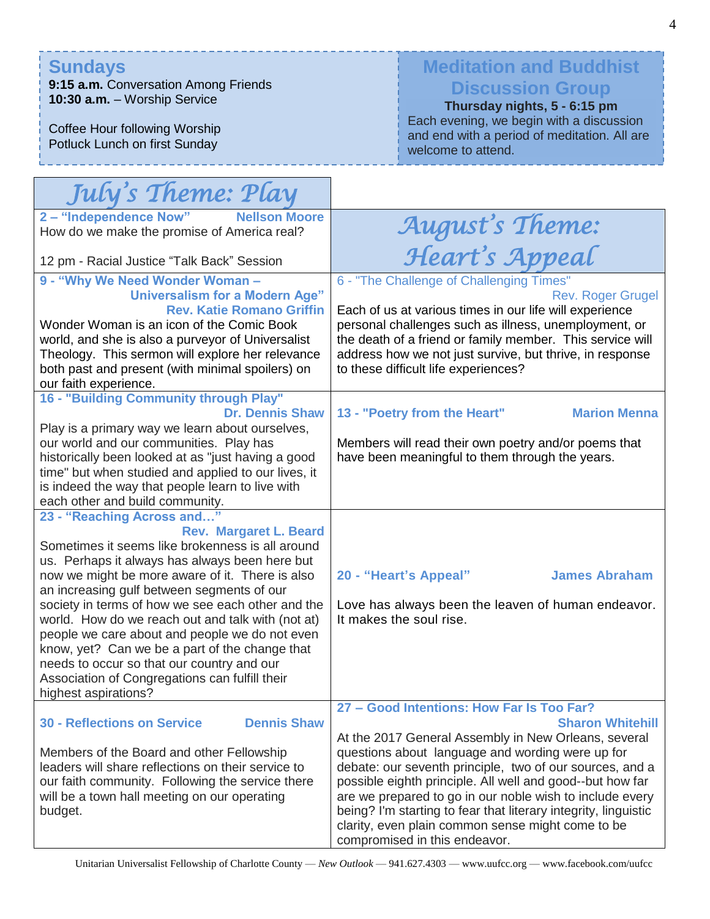## Sundays

**9:15 a.m.** Conversation Among Friends
**10:30 a.m.** – Worship Service

Coffee Hour following Worship
Potluck Lunch on first Sunday

## Meditation and Buddhist Discussion Group

**Thursday nights, 5 - 6:15 pm**

Each evening, we begin with a discussion and end with a period of meditation. All are welcome to attend.

## July's Theme: Play

**2 – "Independence Now"** — **Nellson Moore**

How do we make the promise of America real?

12 pm - Racial Justice "Talk Back" Session

**9 - "Why We Need Wonder Woman – Universalism for a Modern Age"** — **Rev. Katie Romano Griffin**

Wonder Woman is an icon of the Comic Book world, and she is also a purveyor of Universalist Theology. This sermon will explore her relevance both past and present (with minimal spoilers) on our faith experience.

**16 - "Building Community through Play"** — **Dr. Dennis Shaw**

Play is a primary way we learn about ourselves, our world and our communities. Play has historically been looked at as "just having a good time" but when studied and applied to our lives, it is indeed the way that people learn to live with each other and build community.

**23 - "Reaching Across and…"** — **Rev. Margaret L. Beard**

Sometimes it seems like brokenness is all around us. Perhaps it always has always been here but now we might be more aware of it. There is also an increasing gulf between segments of our society in terms of how we see each other and the world. How do we reach out and talk with (not at) people we care about and people we do not even know, yet? Can we be a part of the change that needs to occur so that our country and our Association of Congregations can fulfill their highest aspirations?

**30 - Reflections on Service** — **Dennis Shaw**

Members of the Board and other Fellowship leaders will share reflections on their service to our faith community. Following the service there will be a town hall meeting on our operating budget.

## August's Theme: Heart's Appeal

6 - "The Challenge of Challenging Times" — Rev. Roger Grugel

Each of us at various times in our life will experience personal challenges such as illness, unemployment, or the death of a friend or family member. This service will address how we not just survive, but thrive, in response to these difficult life experiences?

**13 - "Poetry from the Heart"** — **Marion Menna**

Members will read their own poetry and/or poems that have been meaningful to them through the years.

**20 - "Heart's Appeal"** — **James Abraham**

Love has always been the leaven of human endeavor. It makes the soul rise.

**27 – Good Intentions: How Far Is Too Far?** — **Sharon Whitehill**

At the 2017 General Assembly in New Orleans, several questions about language and wording were up for debate: our seventh principle, two of our sources, and a possible eighth principle. All well and good--but how far are we prepared to go in our noble wish to include every being? I'm starting to fear that literary integrity, linguistic clarity, even plain common sense might come to be compromised in this endeavor.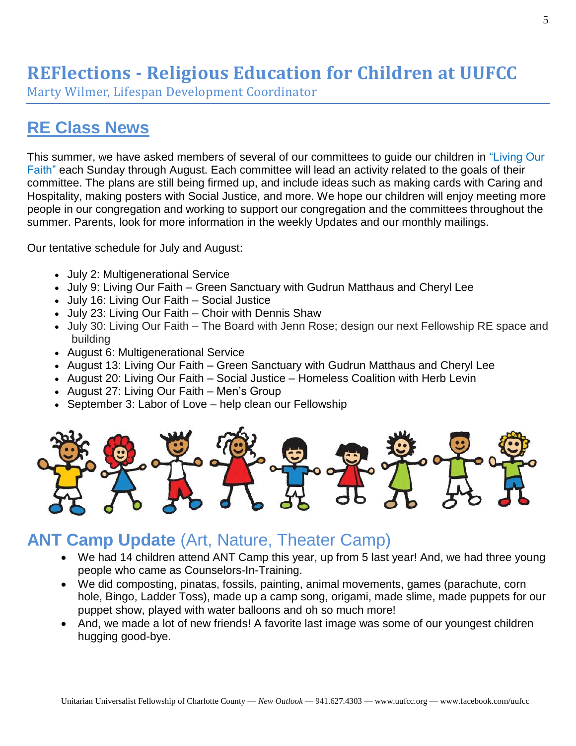# REFlections - Religious Education for Children at UUFCC

Marty Wilmer, Lifespan Development Coordinator

## RE Class News

This summer, we have asked members of several of our committees to guide our children in "Living Our Faith" each Sunday through August. Each committee will lead an activity related to the goals of their committee. The plans are still being firmed up, and include ideas such as making cards with Caring and Hospitality, making posters with Social Justice, and more. We hope our children will enjoy meeting more people in our congregation and working to support our congregation and the committees throughout the summer. Parents, look for more information in the weekly Updates and our monthly mailings.

Our tentative schedule for July and August:

- July 2: Multigenerational Service
- July 9: Living Our Faith – Green Sanctuary with Gudrun Matthaus and Cheryl Lee
- July 16: Living Our Faith – Social Justice
- July 23: Living Our Faith – Choir with Dennis Shaw
- July 30: Living Our Faith – The Board with Jenn Rose; design our next Fellowship RE space and building
- August 6: Multigenerational Service
- August 13: Living Our Faith – Green Sanctuary with Gudrun Matthaus and Cheryl Lee
- August 20: Living Our Faith – Social Justice – Homeless Coalition with Herb Levin
- August 27: Living Our Faith – Men's Group
- September 3: Labor of Love – help clean our Fellowship

## ANT Camp Update (Art, Nature, Theater Camp)

- We had 14 children attend ANT Camp this year, up from 5 last year! And, we had three young people who came as Counselors-In-Training.
- We did composting, pinatas, fossils, painting, animal movements, games (parachute, corn hole, Bingo, Ladder Toss), made up a camp song, origami, made slime, made puppets for our puppet show, played with water balloons and oh so much more!
- And, we made a lot of new friends! A favorite last image was some of our youngest children hugging good-bye.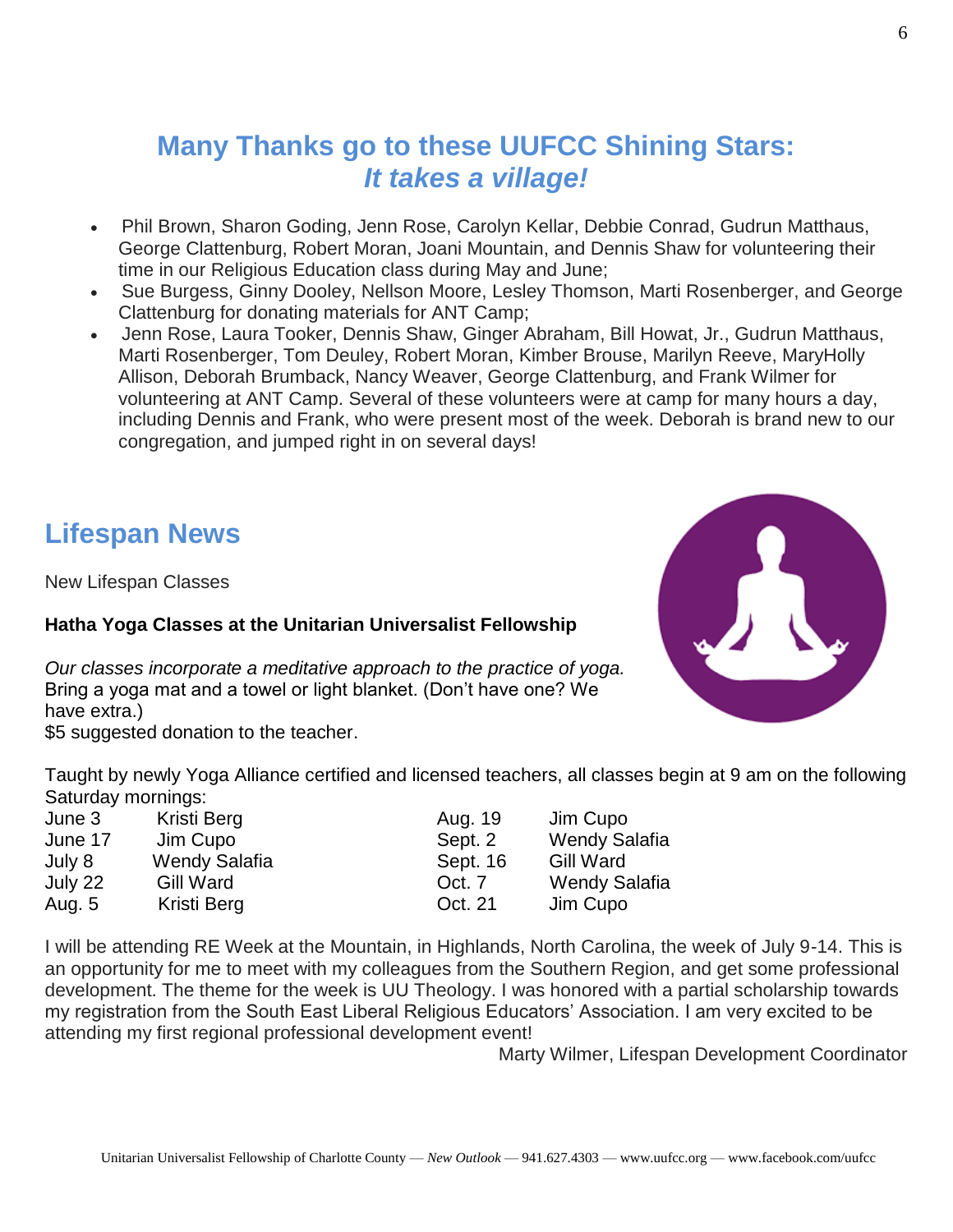## Many Thanks go to these UUFCC Shining Stars: *It takes a village!*

- Phil Brown, Sharon Goding, Jenn Rose, Carolyn Kellar, Debbie Conrad, Gudrun Matthaus, George Clattenburg, Robert Moran, Joani Mountain, and Dennis Shaw for volunteering their time in our Religious Education class during May and June;
- Sue Burgess, Ginny Dooley, Nellson Moore, Lesley Thomson, Marti Rosenberger, and George Clattenburg for donating materials for ANT Camp;
- Jenn Rose, Laura Tooker, Dennis Shaw, Ginger Abraham, Bill Howat, Jr., Gudrun Matthaus, Marti Rosenberger, Tom Deuley, Robert Moran, Kimber Brouse, Marilyn Reeve, MaryHolly Allison, Deborah Brumback, Nancy Weaver, George Clattenburg, and Frank Wilmer for volunteering at ANT Camp. Several of these volunteers were at camp for many hours a day, including Dennis and Frank, who were present most of the week. Deborah is brand new to our congregation, and jumped right in on several days!

## Lifespan News

New Lifespan Classes

**Hatha Yoga Classes at the Unitarian Universalist Fellowship**

*Our classes incorporate a meditative approach to the practice of yoga.*
Bring a yoga mat and a towel or light blanket. (Don't have one? We have extra.)
$5 suggested donation to the teacher.

Taught by newly Yoga Alliance certified and licensed teachers, all classes begin at 9 am on the following Saturday mornings:

| Date | Teacher | Date | Teacher |
|---|---|---|---|
| June 3 | Kristi Berg | Aug. 19 | Jim Cupo |
| June 17 | Jim Cupo | Sept. 2 | Wendy Salafia |
| July 8 | Wendy Salafia | Sept. 16 | Gill Ward |
| July 22 | Gill Ward | Oct. 7 | Wendy Salafia |
| Aug. 5 | Kristi Berg | Oct. 21 | Jim Cupo |

I will be attending RE Week at the Mountain, in Highlands, North Carolina, the week of July 9-14. This is an opportunity for me to meet with my colleagues from the Southern Region, and get some professional development. The theme for the week is UU Theology. I was honored with a partial scholarship towards my registration from the South East Liberal Religious Educators' Association. I am very excited to be attending my first regional professional development event!

Marty Wilmer, Lifespan Development Coordinator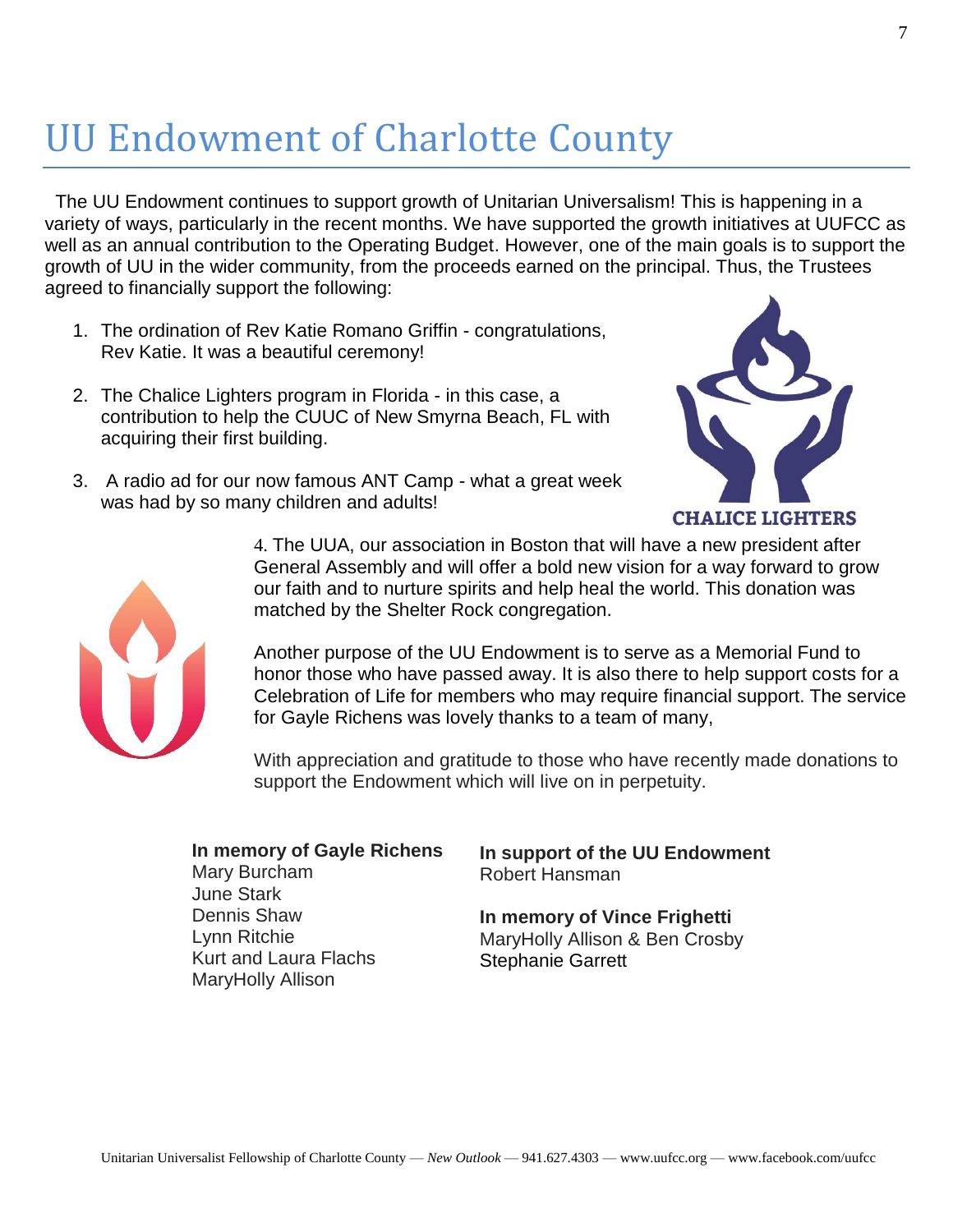# UU Endowment of Charlotte County

The UU Endowment continues to support growth of Unitarian Universalism! This is happening in a variety of ways, particularly in the recent months. We have supported the growth initiatives at UUFCC as well as an annual contribution to the Operating Budget. However, one of the main goals is to support the growth of UU in the wider community, from the proceeds earned on the principal. Thus, the Trustees agreed to financially support the following:

1. The ordination of Rev Katie Romano Griffin - congratulations, Rev Katie. It was a beautiful ceremony!
2. The Chalice Lighters program in Florida - in this case, a contribution to help the CUUC of New Smyrna Beach, FL with acquiring their first building.
3. A radio ad for our now famous ANT Camp - what a great week was had by so many children and adults!
4. The UUA, our association in Boston that will have a new president after General Assembly and will offer a bold new vision for a way forward to grow our faith and to nurture spirits and help heal the world. This donation was matched by the Shelter Rock congregation.

CHALICE LIGHTERS

Another purpose of the UU Endowment is to serve as a Memorial Fund to honor those who have passed away. It is also there to help support costs for a Celebration of Life for members who may require financial support. The service for Gayle Richens was lovely thanks to a team of many,

With appreciation and gratitude to those who have recently made donations to support the Endowment which will live on in perpetuity.

**In memory of Gayle Richens**
Mary Burcham
June Stark
Dennis Shaw
Lynn Ritchie
Kurt and Laura Flachs
MaryHolly Allison

**In support of the UU Endowment**
Robert Hansman

**In memory of Vince Frighetti**
MaryHolly Allison & Ben Crosby
Stephanie Garrett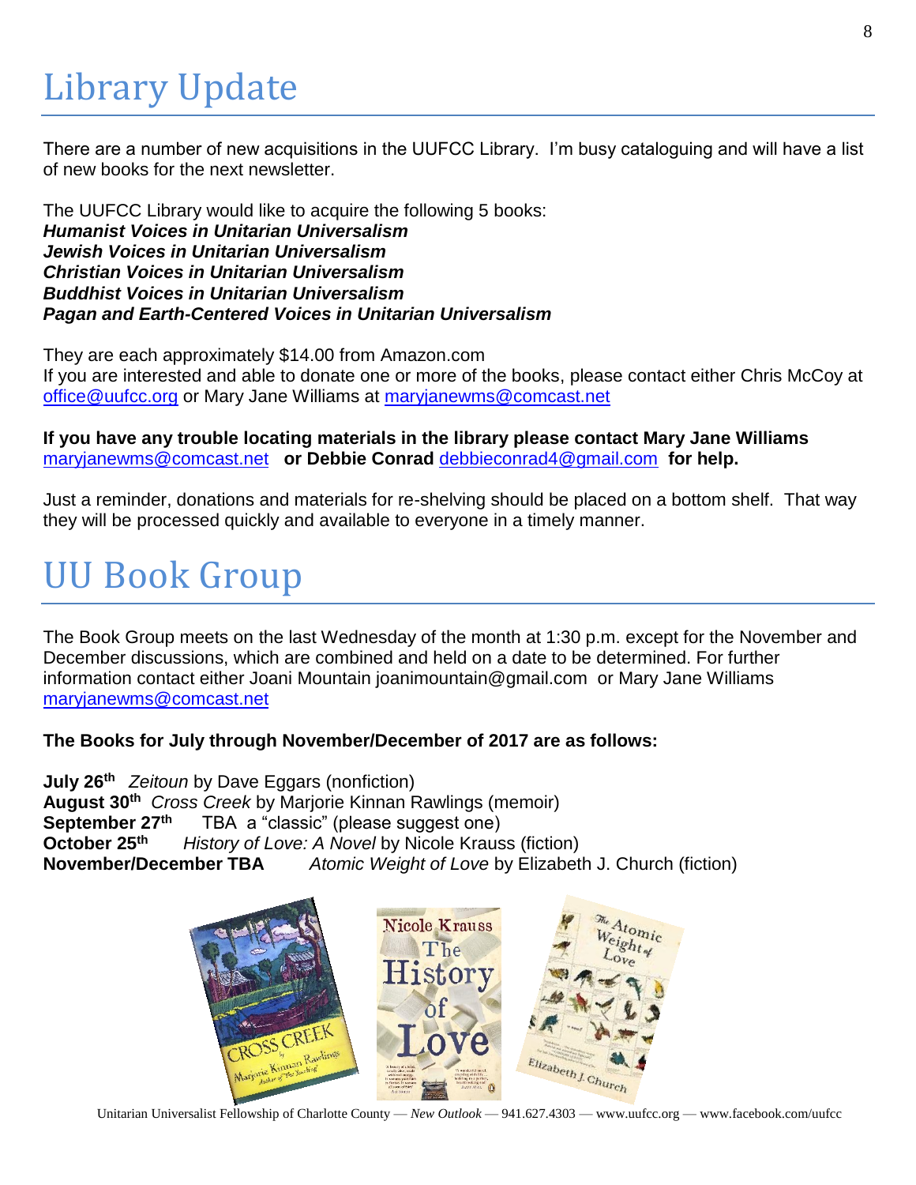# Library Update

There are a number of new acquisitions in the UUFCC Library. I'm busy cataloguing and will have a list of new books for the next newsletter.

The UUFCC Library would like to acquire the following 5 books:
***Humanist Voices in Unitarian Universalism***
***Jewish Voices in Unitarian Universalism***
***Christian Voices in Unitarian Universalism***
***Buddhist Voices in Unitarian Universalism***
***Pagan and Earth-Centered Voices in Unitarian Universalism***

They are each approximately $14.00 from Amazon.com
If you are interested and able to donate one or more of the books, please contact either Chris McCoy at office@uufcc.org or Mary Jane Williams at maryjanewms@comcast.net

**If you have any trouble locating materials in the library please contact Mary Jane Williams** maryjanewms@comcast.net **or Debbie Conrad** debbieconrad4@gmail.com **for help.**

Just a reminder, donations and materials for re-shelving should be placed on a bottom shelf. That way they will be processed quickly and available to everyone in a timely manner.

# UU Book Group

The Book Group meets on the last Wednesday of the month at 1:30 p.m. except for the November and December discussions, which are combined and held on a date to be determined. For further information contact either Joani Mountain joanimountain@gmail.com or Mary Jane Williams maryjanewms@comcast.net

**The Books for July through November/December of 2017 are as follows:**

**July 26th** *Zeitoun* by Dave Eggars (nonfiction)
**August 30th** *Cross Creek* by Marjorie Kinnan Rawlings (memoir)
**September 27th** TBA a "classic" (please suggest one)
**October 25th** *History of Love: A Novel* by Nicole Krauss (fiction)
**November/December TBA** *Atomic Weight of Love* by Elizabeth J. Church (fiction)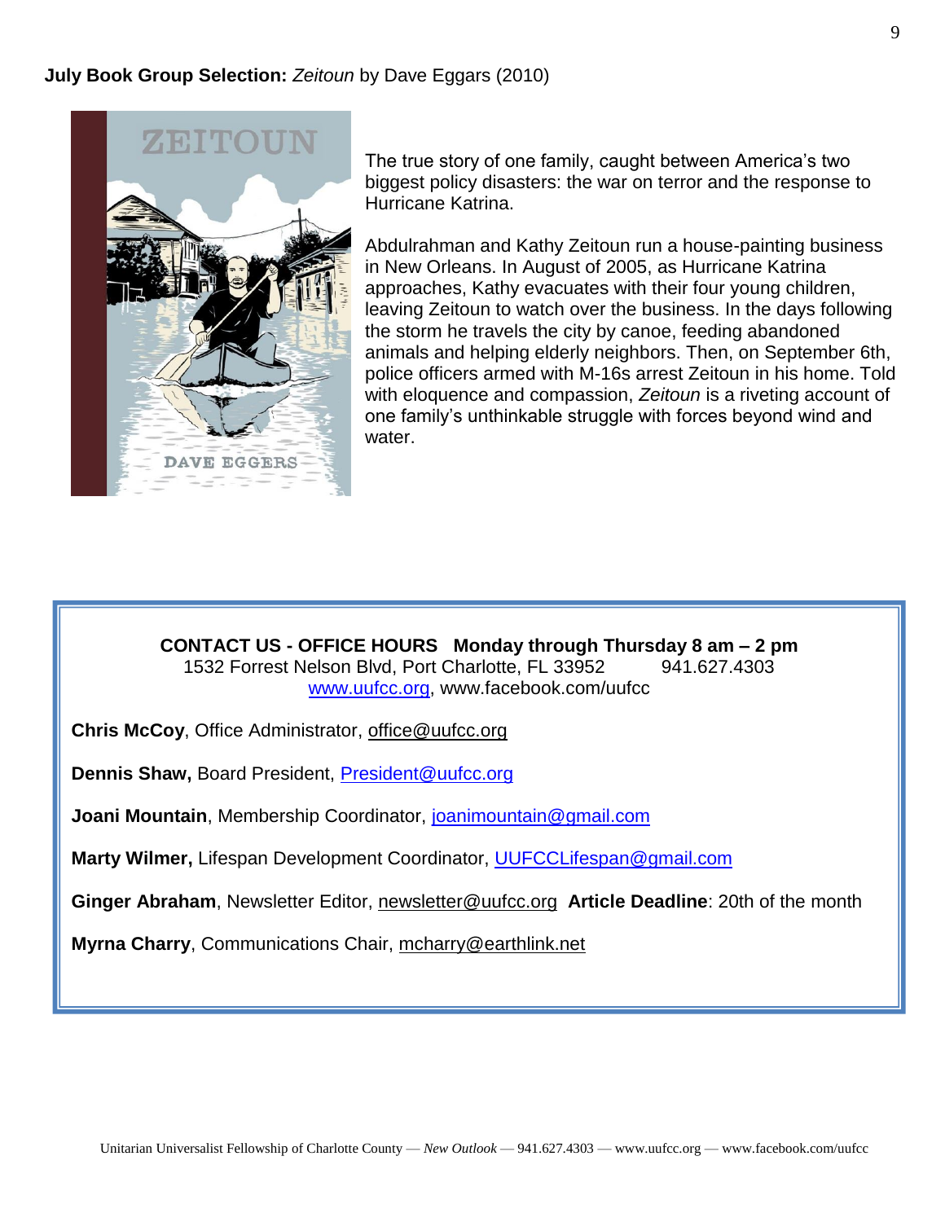**July Book Group Selection:** *Zeitoun* by Dave Eggars (2010)

The true story of one family, caught between America's two biggest policy disasters: the war on terror and the response to Hurricane Katrina.

Abdulrahman and Kathy Zeitoun run a house-painting business in New Orleans. In August of 2005, as Hurricane Katrina approaches, Kathy evacuates with their four young children, leaving Zeitoun to watch over the business. In the days following the storm he travels the city by canoe, feeding abandoned animals and helping elderly neighbors. Then, on September 6th, police officers armed with M-16s arrest Zeitoun in his home. Told with eloquence and compassion, *Zeitoun* is a riveting account of one family's unthinkable struggle with forces beyond wind and water.

**CONTACT US - OFFICE HOURS   Monday through Thursday 8 am – 2 pm**
1532 Forrest Nelson Blvd, Port Charlotte, FL 33952    941.627.4303
www.uufcc.org, www.facebook.com/uufcc

**Chris McCoy**, Office Administrator, office@uufcc.org

**Dennis Shaw,** Board President, President@uufcc.org

**Joani Mountain**, Membership Coordinator, joanimountain@gmail.com

**Marty Wilmer,** Lifespan Development Coordinator, UUFCCLifespan@gmail.com

**Ginger Abraham**, Newsletter Editor, newsletter@uufcc.org  **Article Deadline**: 20th of the month

**Myrna Charry**, Communications Chair, mcharry@earthlink.net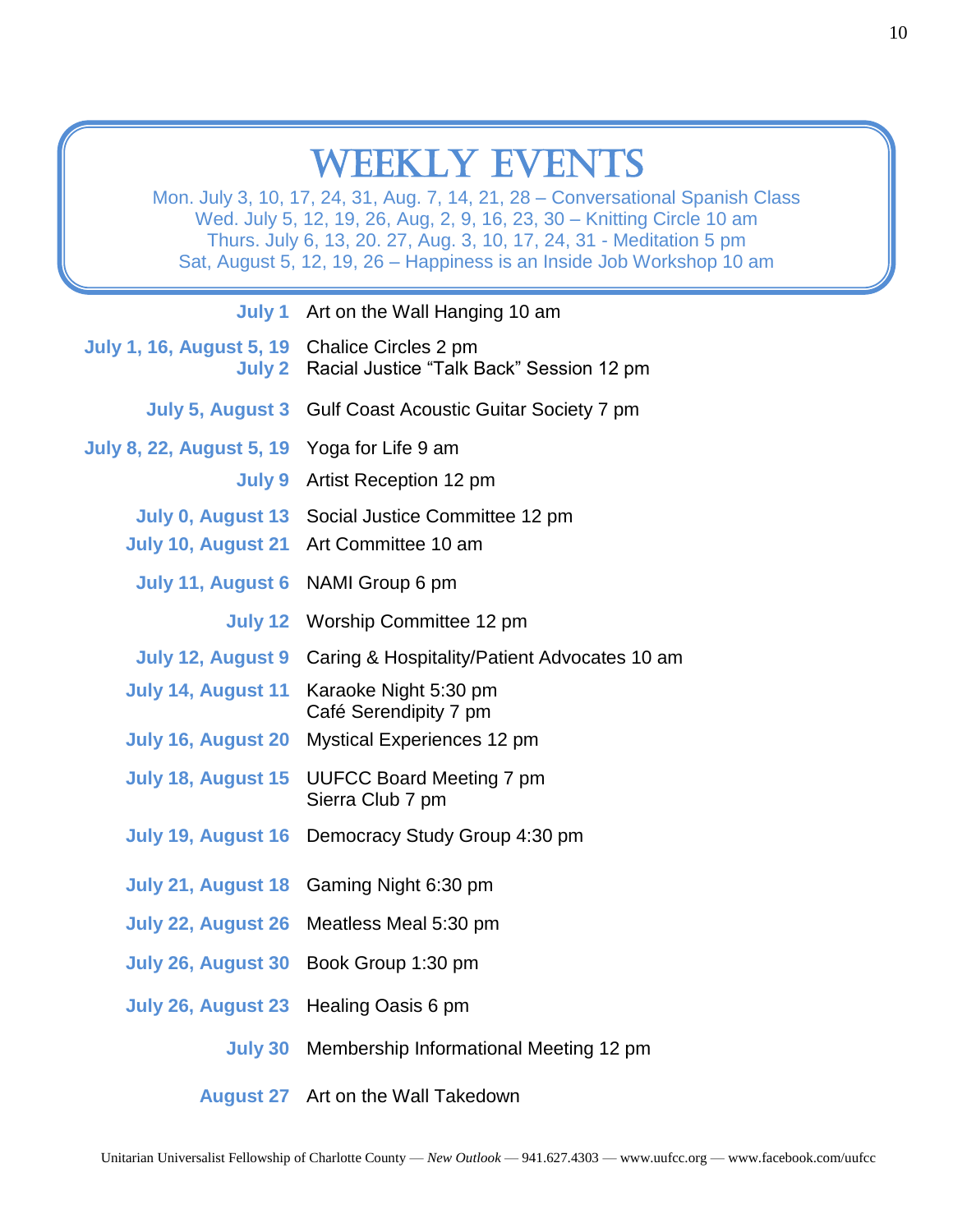# WEEKLY EVENTS

Mon. July 3, 10, 17, 24, 31, Aug. 7, 14, 21, 28 – Conversational Spanish Class
Wed. July 5, 12, 19, 26, Aug, 2, 9, 16, 23, 30 – Knitting Circle 10 am
Thurs. July 6, 13, 20. 27, Aug. 3, 10, 17, 24, 31 - Meditation 5 pm
Sat, August 5, 12, 19, 26 – Happiness is an Inside Job Workshop 10 am

| | |
|---|---|
| **July 1** | Art on the Wall Hanging 10 am |
| **July 1, 16, August 5, 19** | Chalice Circles 2 pm |
| **July 2** | Racial Justice "Talk Back" Session 12 pm |
| **July 5, August 3** | Gulf Coast Acoustic Guitar Society 7 pm |
| **July 8, 22, August 5, 19** | Yoga for Life 9 am |
| **July 9** | Artist Reception 12 pm |
| **July 0, August 13** | Social Justice Committee 12 pm |
| **July 10, August 21** | Art Committee 10 am |
| **July 11, August 6** | NAMI Group 6 pm |
| **July 12** | Worship Committee 12 pm |
| **July 12, August 9** | Caring & Hospitality/Patient Advocates 10 am |
| **July 14, August 11** | Karaoke Night 5:30 pm<br>Café Serendipity 7 pm |
| **July 16, August 20** | Mystical Experiences 12 pm |
| **July 18, August 15** | UUFCC Board Meeting 7 pm<br>Sierra Club 7 pm |
| **July 19, August 16** | Democracy Study Group 4:30 pm |
| **July 21, August 18** | Gaming Night 6:30 pm |
| **July 22, August 26** | Meatless Meal 5:30 pm |
| **July 26, August 30** | Book Group 1:30 pm |
| **July 26, August 23** | Healing Oasis 6 pm |
| **July 30** | Membership Informational Meeting 12 pm |
| **August 27** | Art on the Wall Takedown |